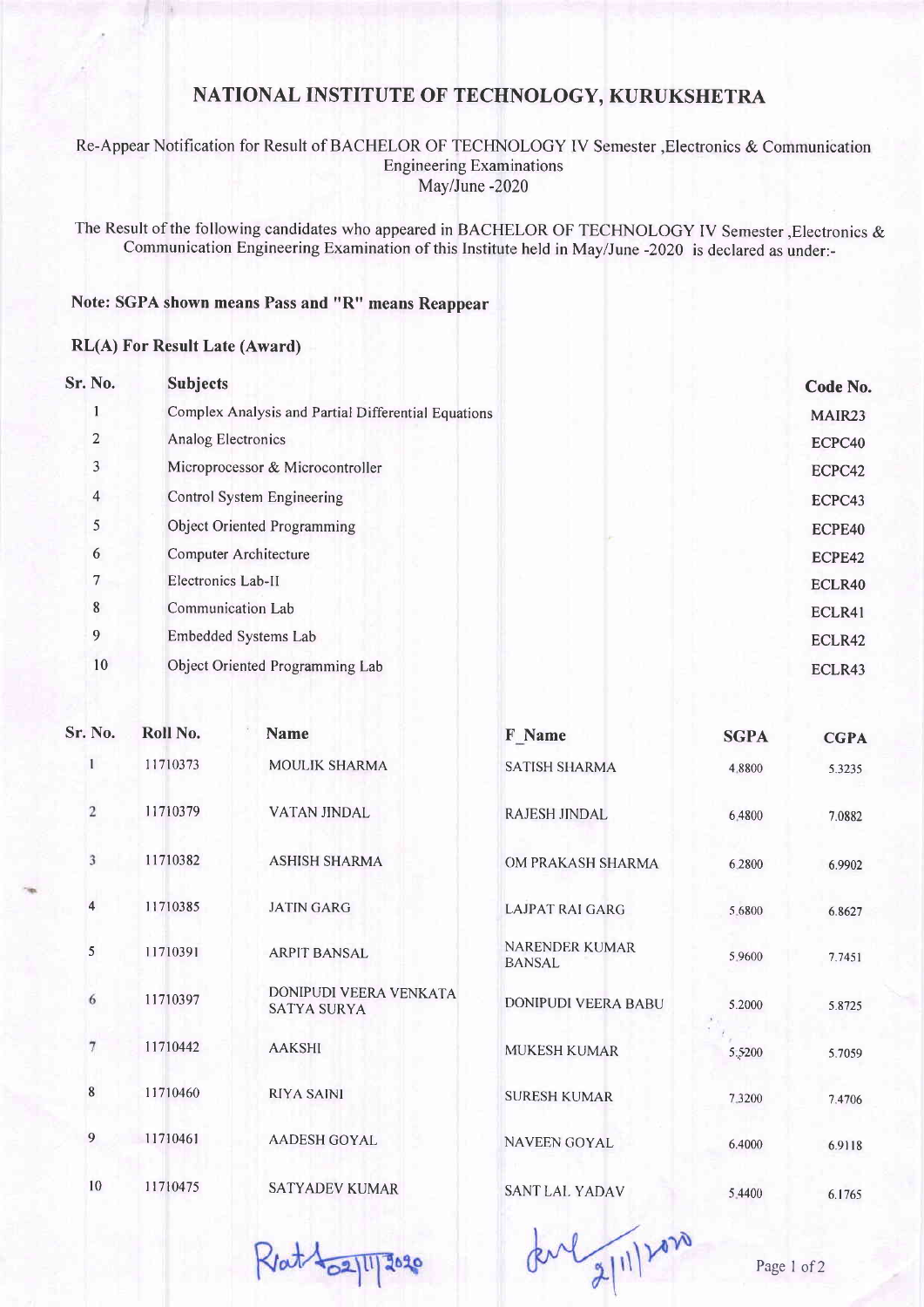# NATIONAL INSTITUTE OF TECHNOLOGY, KURUKSHETRA

Re-Appear Notification for Result of BACHELOR OF TECHNOLOGY IV Semester ,Electronics & Communication Engineering Examinations
May/June -2020

The Result of the following candidates who appeared in BACHELOR OF TECHNOLOGY IV Semester ,Electronics & Communication Engineering Examination of this Institute held in May/June -2020 is declared as under:-

**Note: SGPA shown means Pass and "R" means Reappear**

**RL(A) For Result Late (Award)**

| Sr. No. | Subjects | Code No. |
|---|---|---|
| 1 | Complex Analysis and Partial Differential Equations | MAIR23 |
| 2 | Analog Electronics | ECPC40 |
| 3 | Microprocessor & Microcontroller | ECPC42 |
| 4 | Control System Engineering | ECPC43 |
| 5 | Object Oriented Programming | ECPE40 |
| 6 | Computer Architecture | ECPE42 |
| 7 | Electronics Lab-II | ECLR40 |
| 8 | Communication Lab | ECLR41 |
| 9 | Embedded Systems Lab | ECLR42 |
| 10 | Object Oriented Programming Lab | ECLR43 |

| Sr. No. | Roll No. | Name | F_Name | SGPA | CGPA |
|---|---|---|---|---|---|
| 1 | 11710373 | MOULIK SHARMA | SATISH SHARMA | 4.8800 | 5.3235 |
| 2 | 11710379 | VATAN JINDAL | RAJESH JINDAL | 6.4800 | 7.0882 |
| 3 | 11710382 | ASHISH SHARMA | OM PRAKASH SHARMA | 6.2800 | 6.9902 |
| 4 | 11710385 | JATIN GARG | LAJPAT RAI GARG | 5.6800 | 6.8627 |
| 5 | 11710391 | ARPIT BANSAL | NARENDER KUMAR BANSAL | 5.9600 | 7.7451 |
| 6 | 11710397 | DONIPUDI VEERA VENKATA SATYA SURYA | DONIPUDI VEERA BABU | 5.2000 | 5.8725 |
| 7 | 11710442 | AAKSHI | MUKESH KUMAR | 5.5200 | 5.7059 |
| 8 | 11710460 | RIYA SAINI | SURESH KUMAR | 7.3200 | 7.4706 |
| 9 | 11710461 | AADESH GOYAL | NAVEEN GOYAL | 6.4000 | 6.9118 |
| 10 | 11710475 | SATYADEV KUMAR | SANT LAL YADAV | 5.4400 | 6.1765 |

Ratt 02/11/2020 2/11/2020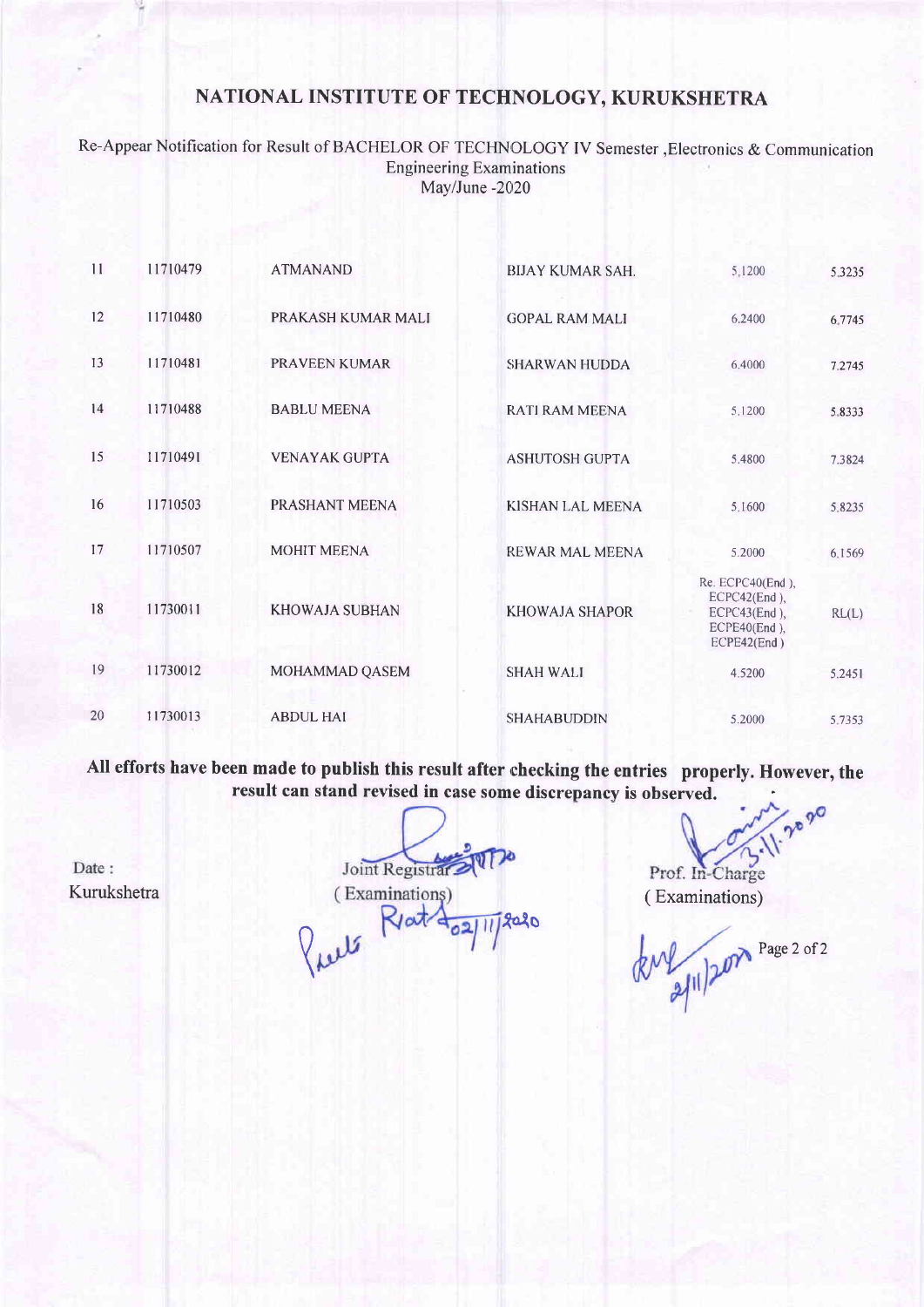# NATIONAL INSTITUTE OF TECHNOLOGY, KURUKSHETRA

Re-Appear Notification for Result of BACHELOR OF TECHNOLOGY IV Semester ,Electronics & Communication Engineering Examinations
May/June -2020

| | | | | | |
|---|---|---|---|---|---|
| 11 | 11710479 | ATMANAND | BIJAY KUMAR SAH. | 5.1200 | 5.3235 |
| 12 | 11710480 | PRAKASH KUMAR MALI | GOPAL RAM MALI | 6.2400 | 6.7745 |
| 13 | 11710481 | PRAVEEN KUMAR | SHARWAN HUDDA | 6.4000 | 7.2745 |
| 14 | 11710488 | BABLU MEENA | RATI RAM MEENA | 5.1200 | 5.8333 |
| 15 | 11710491 | VENAYAK GUPTA | ASHUTOSH GUPTA | 5.4800 | 7.3824 |
| 16 | 11710503 | PRASHANT MEENA | KISHAN LAL MEENA | 5.1600 | 5.8235 |
| 17 | 11710507 | MOHIT MEENA | REWAR MAL MEENA | 5.2000 | 6.1569 |
| 18 | 11730011 | KHOWAJA SUBHAN | KHOWAJA SHAPOR | Re. ECPC40(End ), ECPC42(End ), ECPC43(End ), ECPE40(End ), ECPE42(End ) | RL(L) |
| 19 | 11730012 | MOHAMMAD QASEM | SHAH WALI | 4.5200 | 5.2451 |
| 20 | 11730013 | ABDUL HAI | SHAHABUDDIN | 5.2000 | 5.7353 |

**All efforts have been made to publish this result after checking the entries properly. However, the result can stand revised in case some discrepancy is observed.**

Date :
Kurukshetra

Joint Registrar
(Examinations)

Prof. In-Charge
(Examinations)